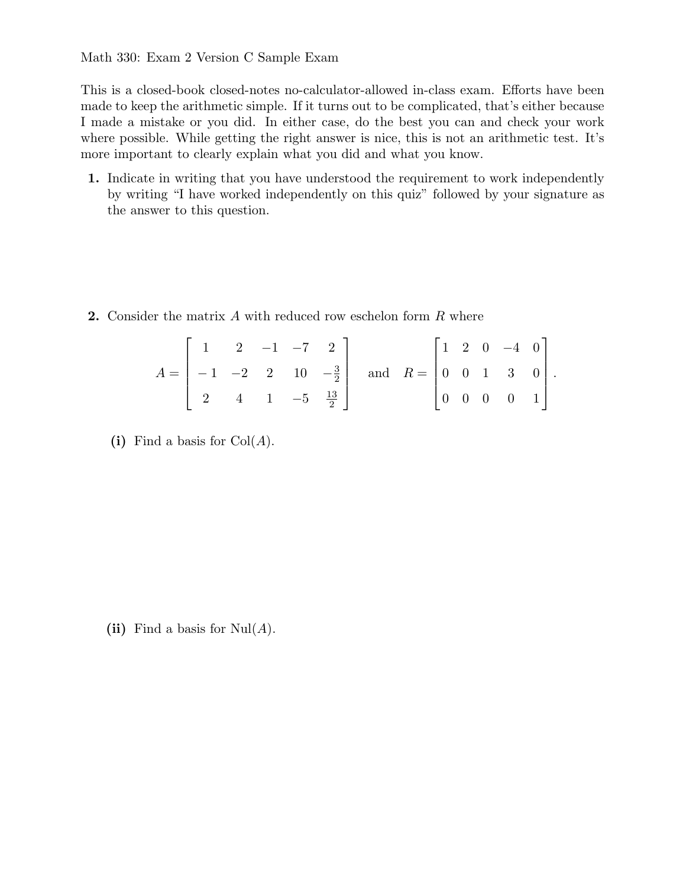Math 330: Exam 2 Version C Sample Exam

This is a closed-book closed-notes no-calculator-allowed in-class exam. Efforts have been made to keep the arithmetic simple. If it turns out to be complicated, that's either because I made a mistake or you did. In either case, do the best you can and check your work where possible. While getting the right answer is nice, this is not an arithmetic test. It's more important to clearly explain what you did and what you know.

**1.** Indicate in writing that you have understood the requirement to work independently by writing "I have worked independently on this quiz" followed by your signature as the answer to this question.

**2.** Consider the matrix $A$ with reduced row eschelon form $R$ where

$$A = \begin{bmatrix} 1 & 2 & -1 & -7 & 2 \\ -1 & -2 & 2 & 10 & -\frac{3}{2} \\ 2 & 4 & 1 & -5 & \frac{13}{2} \end{bmatrix} \quad \text{and} \quad R = \begin{bmatrix} 1 & 2 & 0 & -4 & 0 \\ 0 & 0 & 1 & 3 & 0 \\ 0 & 0 & 0 & 0 & 1 \end{bmatrix}.$$

**(i)** Find a basis for $\text{Col}(A)$.

**(ii)** Find a basis for $\text{Nul}(A)$.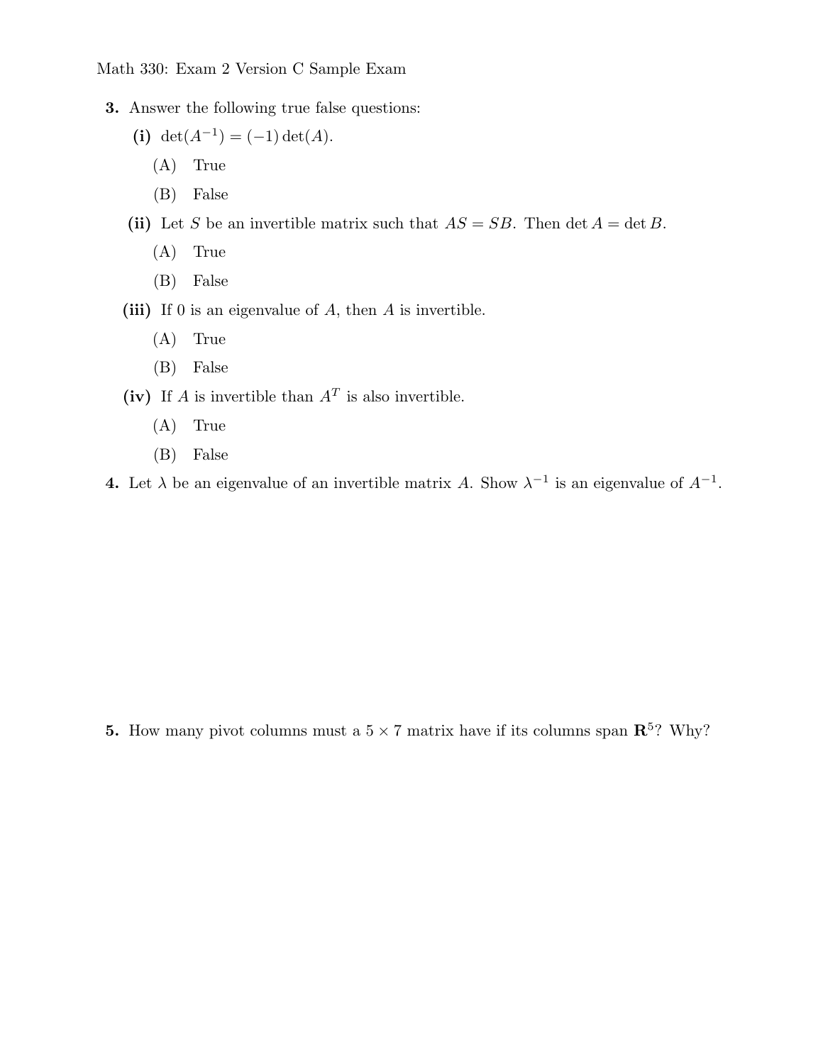Math 330: Exam 2 Version C Sample Exam

**3.** Answer the following true false questions:

**(i)** $\det(A^{-1}) = (-1)\det(A)$.

(A) True

(B) False

**(ii)** Let $S$ be an invertible matrix such that $AS = SB$. Then $\det A = \det B$.

(A) True

(B) False

**(iii)** If 0 is an eigenvalue of $A$, then $A$ is invertible.

(A) True

(B) False

**(iv)** If $A$ is invertible than $A^T$ is also invertible.

(A) True

(B) False

**4.** Let $\lambda$ be an eigenvalue of an invertible matrix $A$. Show $\lambda^{-1}$ is an eigenvalue of $A^{-1}$.

**5.** How many pivot columns must a $5 \times 7$ matrix have if its columns span $\mathbf{R}^5$? Why?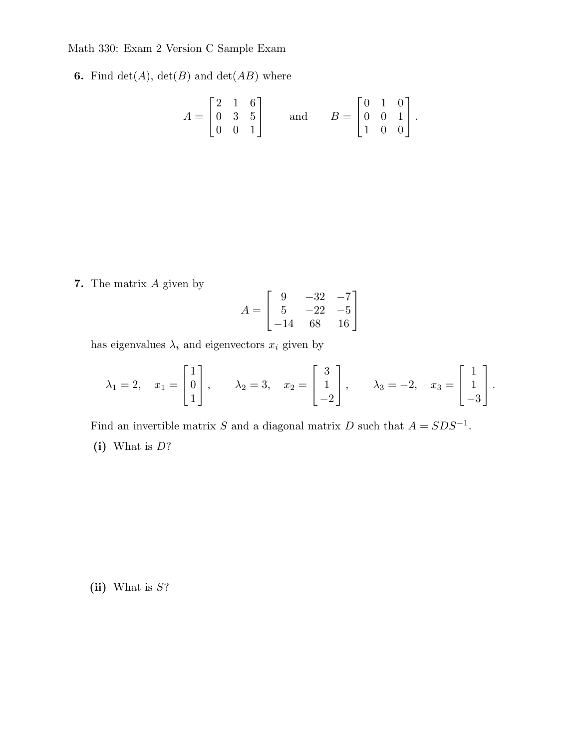Math 330: Exam 2 Version C Sample Exam

**6.** Find $\det(A)$, $\det(B)$ and $\det(AB)$ where

$$A = \begin{bmatrix} 2 & 1 & 6 \\ 0 & 3 & 5 \\ 0 & 0 & 1 \end{bmatrix} \qquad \text{and} \qquad B = \begin{bmatrix} 0 & 1 & 0 \\ 0 & 0 & 1 \\ 1 & 0 & 0 \end{bmatrix}.$$

**7.** The matrix $A$ given by

$$A = \begin{bmatrix} 9 & -32 & -7 \\ 5 & -22 & -5 \\ -14 & 68 & 16 \end{bmatrix}$$

has eigenvalues $\lambda_i$ and eigenvectors $x_i$ given by

$$\lambda_1 = 2, \quad x_1 = \begin{bmatrix} 1 \\ 0 \\ 1 \end{bmatrix}, \qquad \lambda_2 = 3, \quad x_2 = \begin{bmatrix} 3 \\ 1 \\ -2 \end{bmatrix}, \qquad \lambda_3 = -2, \quad x_3 = \begin{bmatrix} 1 \\ 1 \\ -3 \end{bmatrix}.$$

Find an invertible matrix $S$ and a diagonal matrix $D$ such that $A = SDS^{-1}$.

**(i)** What is $D$?

**(ii)** What is $S$?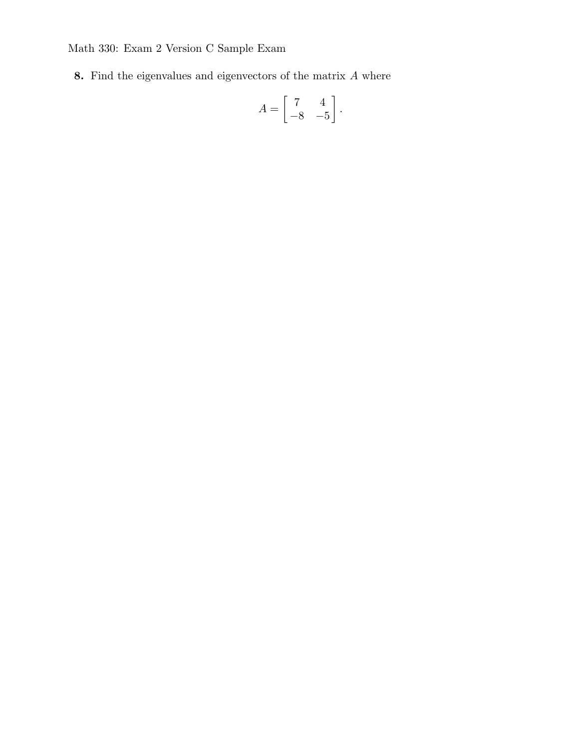**8.** Find the eigenvalues and eigenvectors of the matrix $A$ where

$$A = \begin{bmatrix} 7 & 4 \\ -8 & -5 \end{bmatrix}.$$